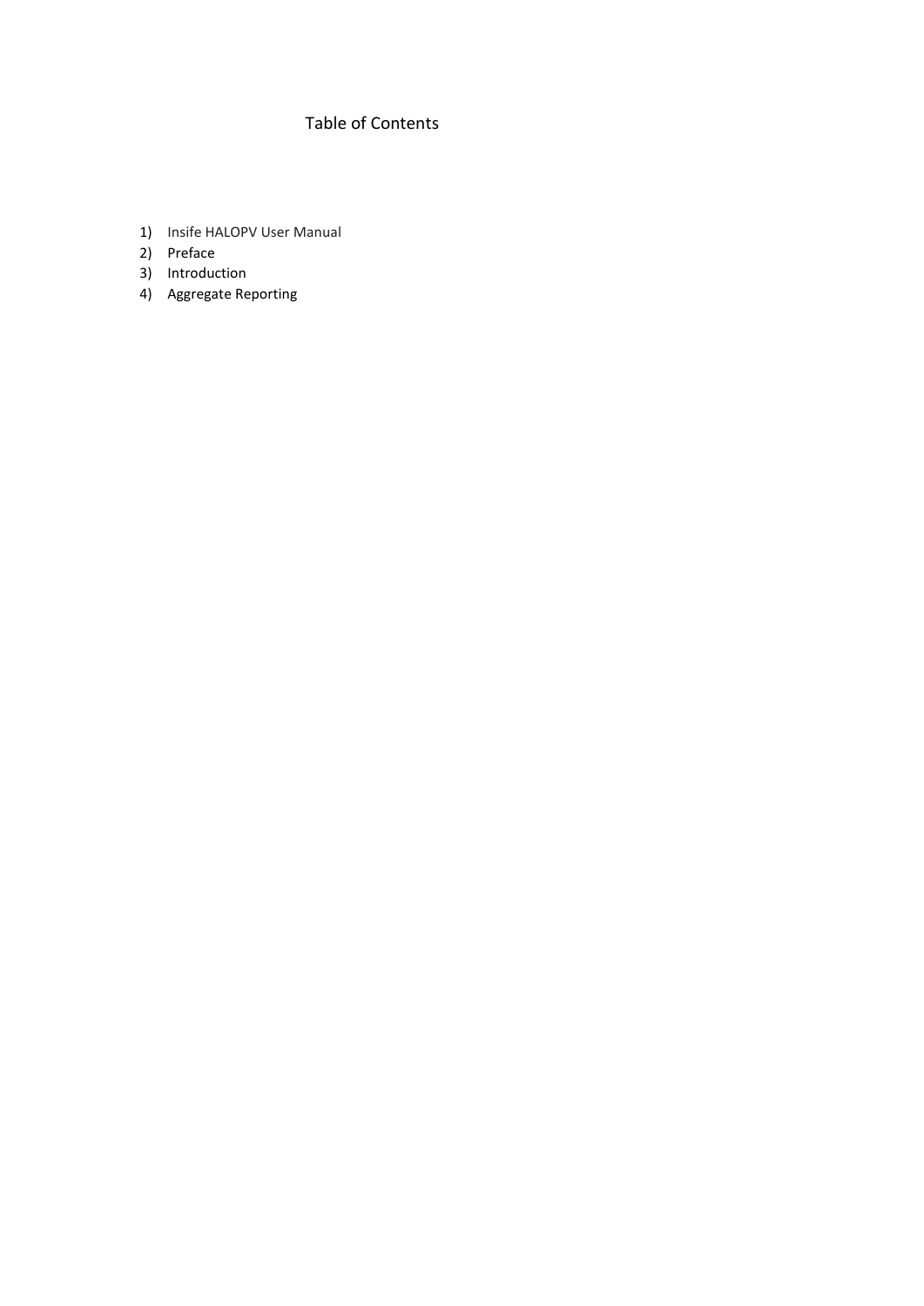# Table of Contents

1) Insife HALOPV User Manual
2) Preface
3) Introduction
4) Aggregate Reporting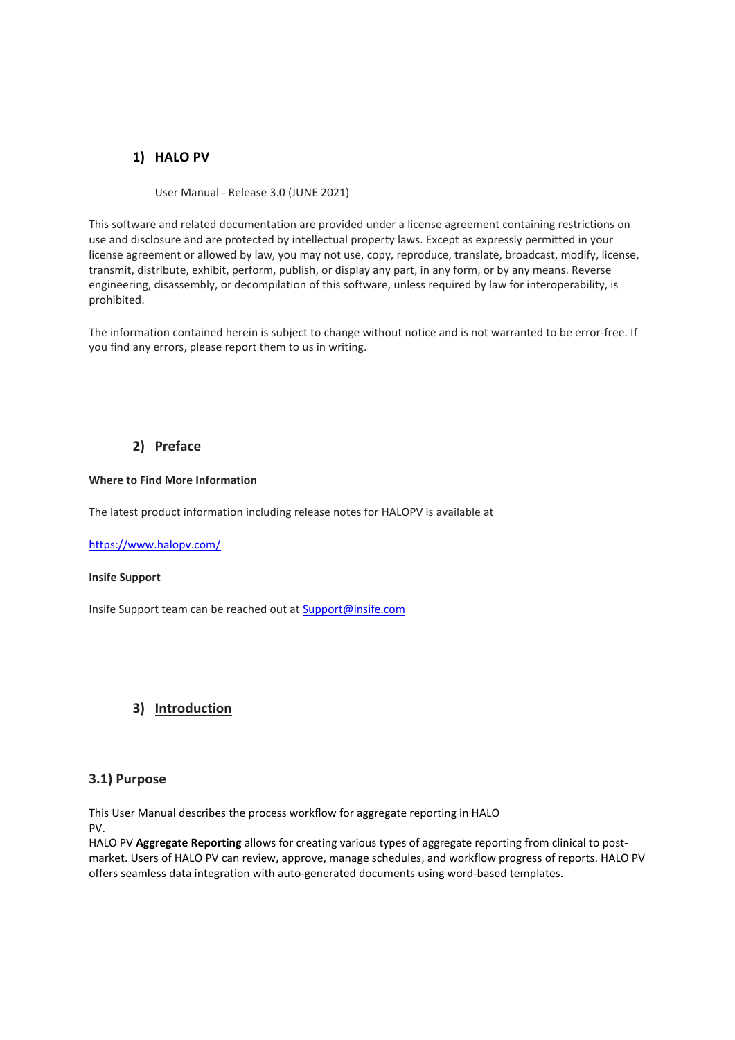## 1) HALO PV

User Manual - Release 3.0 (JUNE 2021)

This software and related documentation are provided under a license agreement containing restrictions on use and disclosure and are protected by intellectual property laws. Except as expressly permitted in your license agreement or allowed by law, you may not use, copy, reproduce, translate, broadcast, modify, license, transmit, distribute, exhibit, perform, publish, or display any part, in any form, or by any means. Reverse engineering, disassembly, or decompilation of this software, unless required by law for interoperability, is prohibited.

The information contained herein is subject to change without notice and is not warranted to be error-free. If you find any errors, please report them to us in writing.

## 2) Preface

**Where to Find More Information**

The latest product information including release notes for HALOPV is available at

https://www.halopv.com/

**Insife Support**

Insife Support team can be reached out at Support@insife.com

## 3) Introduction

### 3.1) Purpose

This User Manual describes the process workflow for aggregate reporting in HALO PV.

HALO PV **Aggregate Reporting** allows for creating various types of aggregate reporting from clinical to post-market. Users of HALO PV can review, approve, manage schedules, and workflow progress of reports. HALO PV offers seamless data integration with auto-generated documents using word-based templates.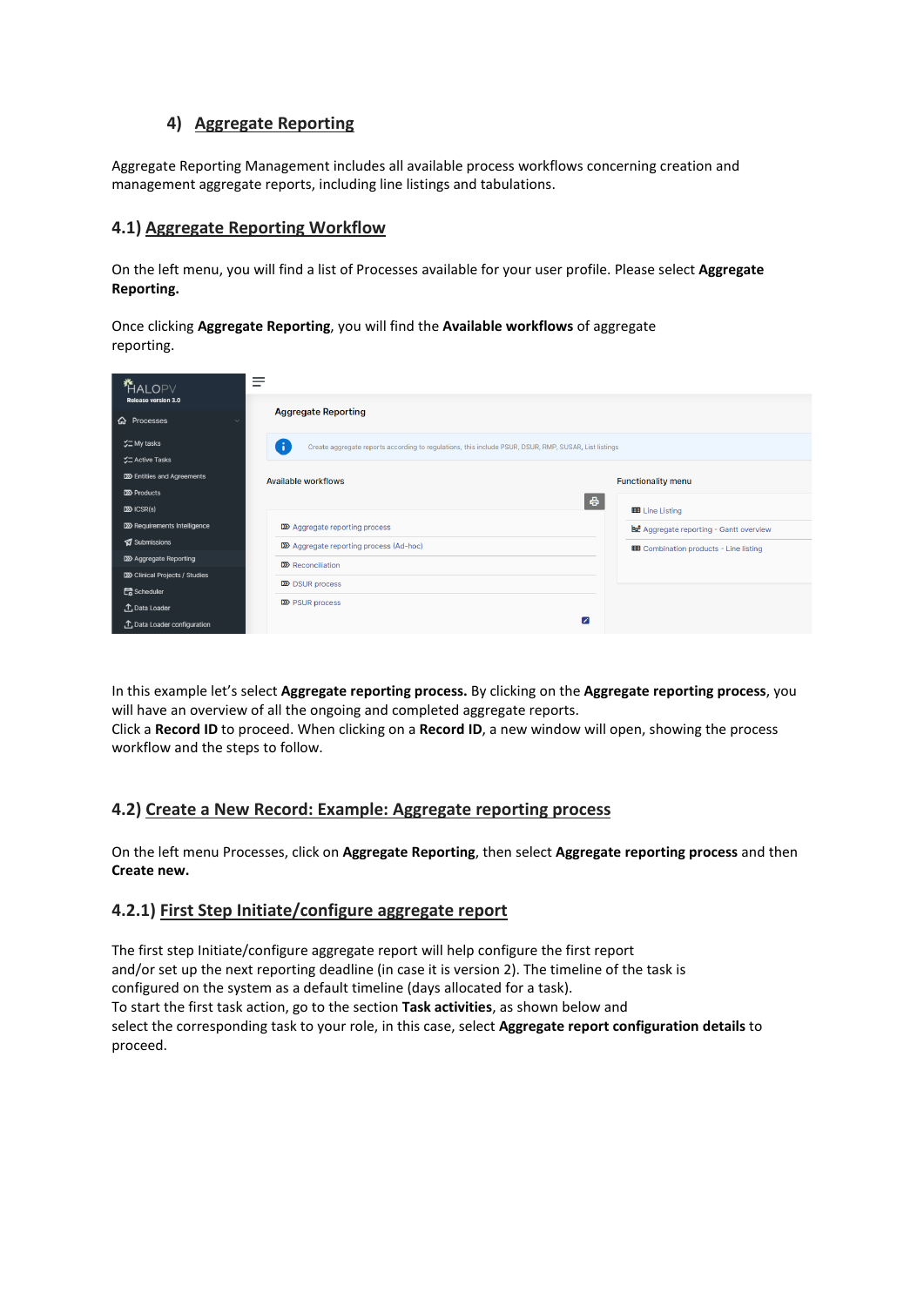## 4) Aggregate Reporting

Aggregate Reporting Management includes all available process workflows concerning creation and management aggregate reports, including line listings and tabulations.

### 4.1) Aggregate Reporting Workflow

On the left menu, you will find a list of Processes available for your user profile. Please select **Aggregate Reporting.**

Once clicking **Aggregate Reporting**, you will find the **Available workflows** of aggregate reporting.

In this example let's select **Aggregate reporting process.** By clicking on the **Aggregate reporting process**, you will have an overview of all the ongoing and completed aggregate reports.
Click a **Record ID** to proceed. When clicking on a **Record ID**, a new window will open, showing the process workflow and the steps to follow.

### 4.2) Create a New Record: Example: Aggregate reporting process

On the left menu Processes, click on **Aggregate Reporting**, then select **Aggregate reporting process** and then **Create new.**

#### 4.2.1) First Step Initiate/configure aggregate report

The first step Initiate/configure aggregate report will help configure the first report and/or set up the next reporting deadline (in case it is version 2). The timeline of the task is configured on the system as a default timeline (days allocated for a task).
To start the first task action, go to the section **Task activities**, as shown below and select the corresponding task to your role, in this case, select **Aggregate report configuration details** to proceed.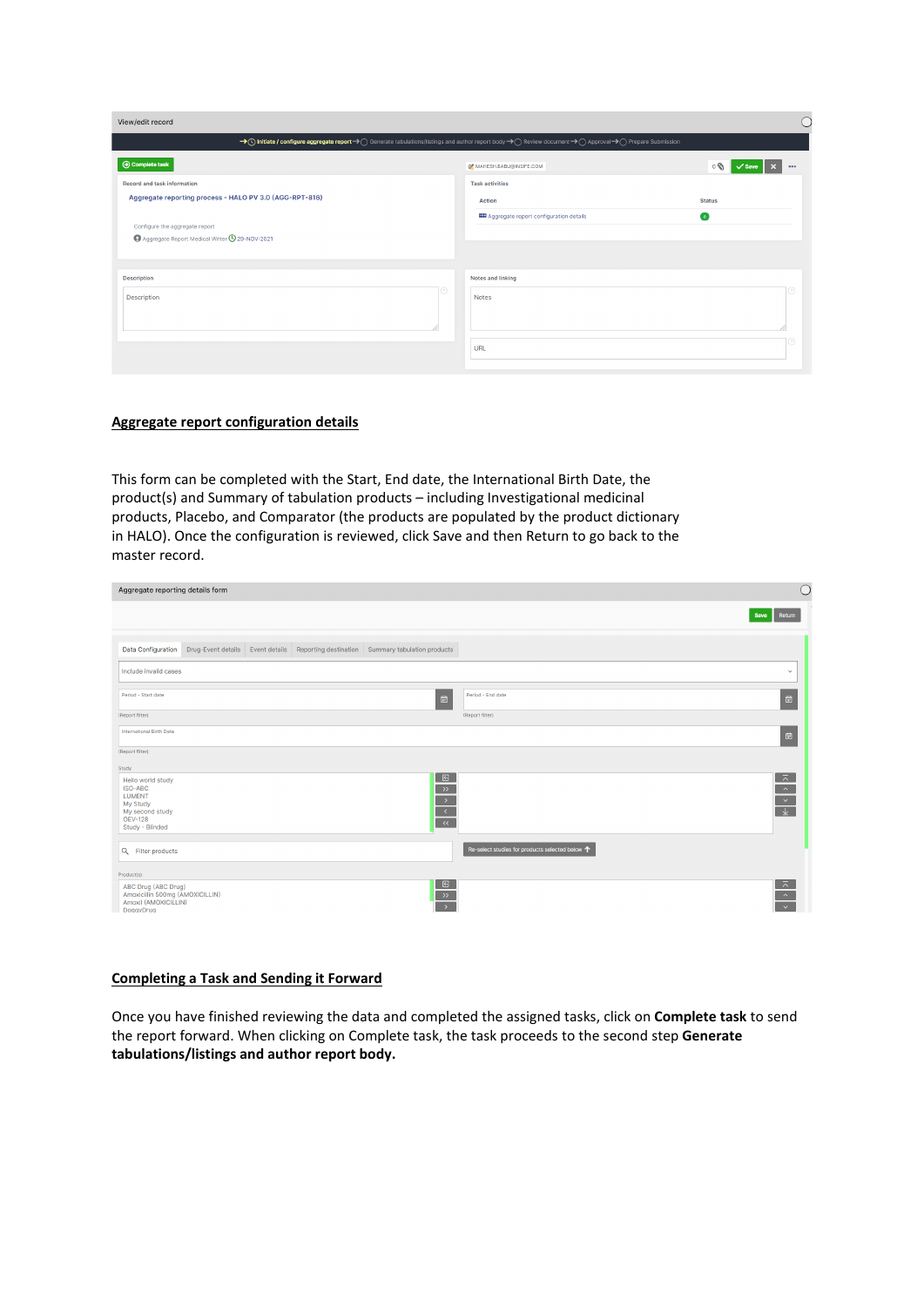## Aggregate report configuration details

This form can be completed with the Start, End date, the International Birth Date, the product(s) and Summary of tabulation products – including Investigational medicinal products, Placebo, and Comparator (the products are populated by the product dictionary in HALO). Once the configuration is reviewed, click Save and then Return to go back to the master record.

## Completing a Task and Sending it Forward

Once you have finished reviewing the data and completed the assigned tasks, click on **Complete task** to send the report forward. When clicking on Complete task, the task proceeds to the second step **Generate tabulations/listings and author report body.**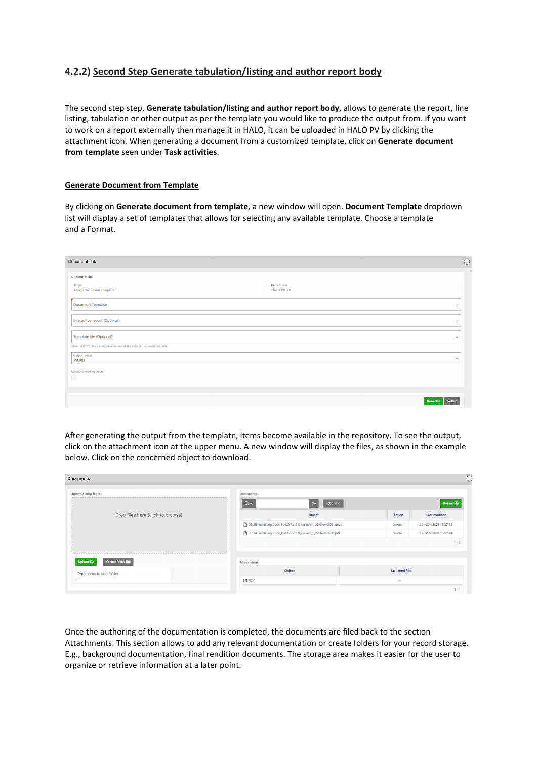### 4.2.2) Second Step Generate tabulation/listing and author report body

The second step step, **Generate tabulation/listing and author report body**, allows to generate the report, line listing, tabulation or other output as per the template you would like to produce the output from. If you want to work on a report externally then manage it in HALO, it can be uploaded in HALO PV by clicking the attachment icon. When generating a document from a customized template, click on **Generate document from template** seen under **Task activities**.

**Generate Document from Template**

By clicking on **Generate document from template**, a new window will open. **Document Template** dropdown list will display a set of templates that allows for selecting any available template. Choose a template and a Format.

After generating the output from the template, items become available in the repository. To see the output, click on the attachment icon at the upper menu. A new window will display the files, as shown in the example below. Click on the concerned object to download.

Once the authoring of the documentation is completed, the documents are filed back to the section Attachments. This section allows to add any relevant documentation or create folders for your record storage. E.g., background documentation, final rendition documents. The storage area makes it easier for the user to organize or retrieve information at a later point.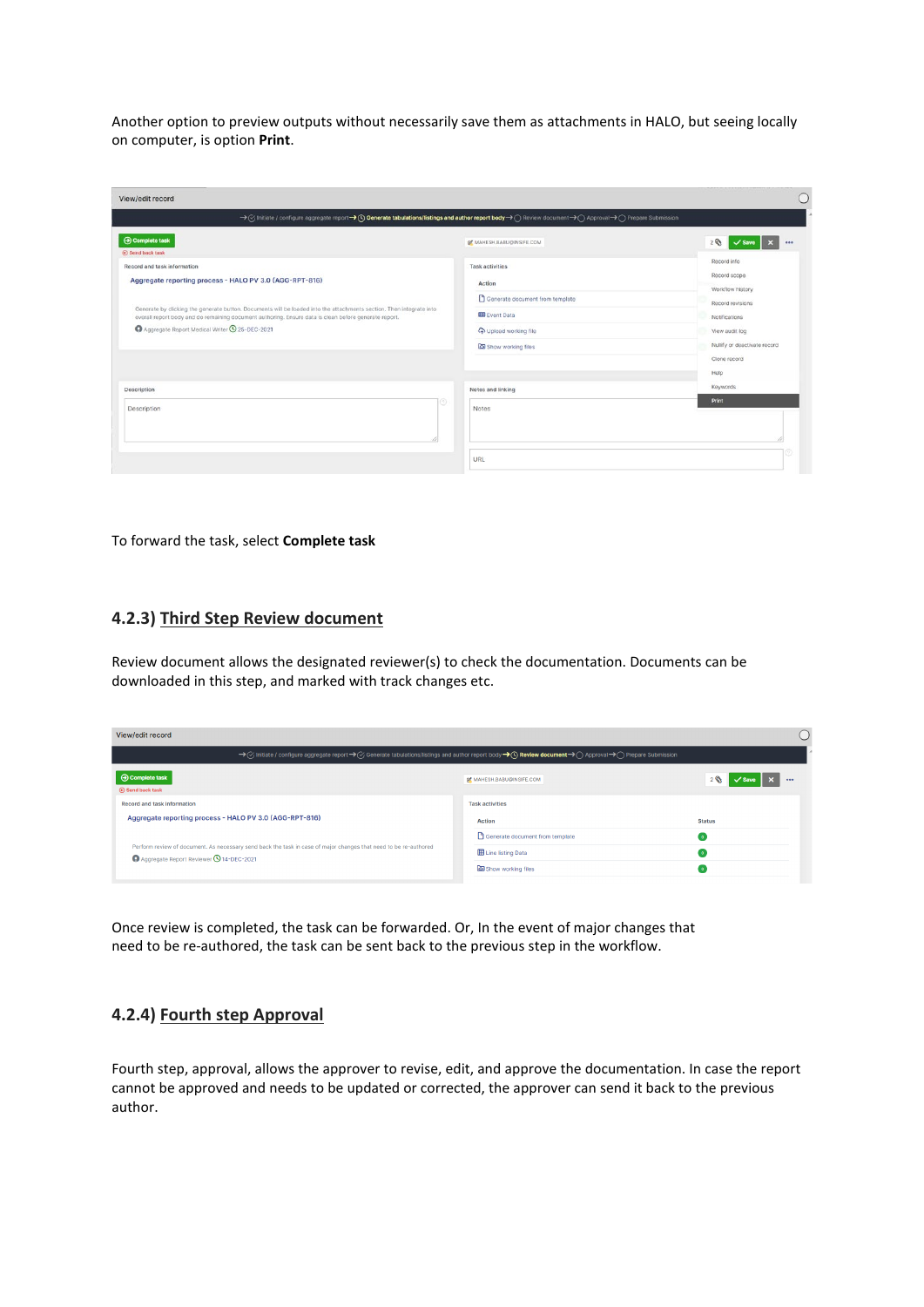Another option to preview outputs without necessarily save them as attachments in HALO, but seeing locally on computer, is option **Print**.

To forward the task, select **Complete task**

### 4.2.3) Third Step Review document

Review document allows the designated reviewer(s) to check the documentation. Documents can be downloaded in this step, and marked with track changes etc.

Once review is completed, the task can be forwarded. Or, In the event of major changes that need to be re-authored, the task can be sent back to the previous step in the workflow.

### 4.2.4) Fourth step Approval

Fourth step, approval, allows the approver to revise, edit, and approve the documentation. In case the report cannot be approved and needs to be updated or corrected, the approver can send it back to the previous author.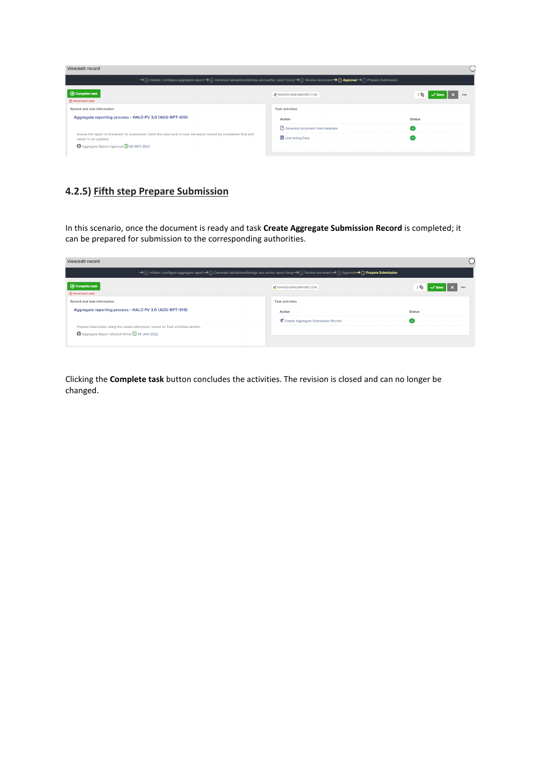## 4.2.5) Fifth step Prepare Submission

In this scenario, once the document is ready and task **Create Aggregate Submission Record** is completed; it can be prepared for submission to the corresponding authorities.

Clicking the **Complete task** button concludes the activities. The revision is closed and can no longer be changed.